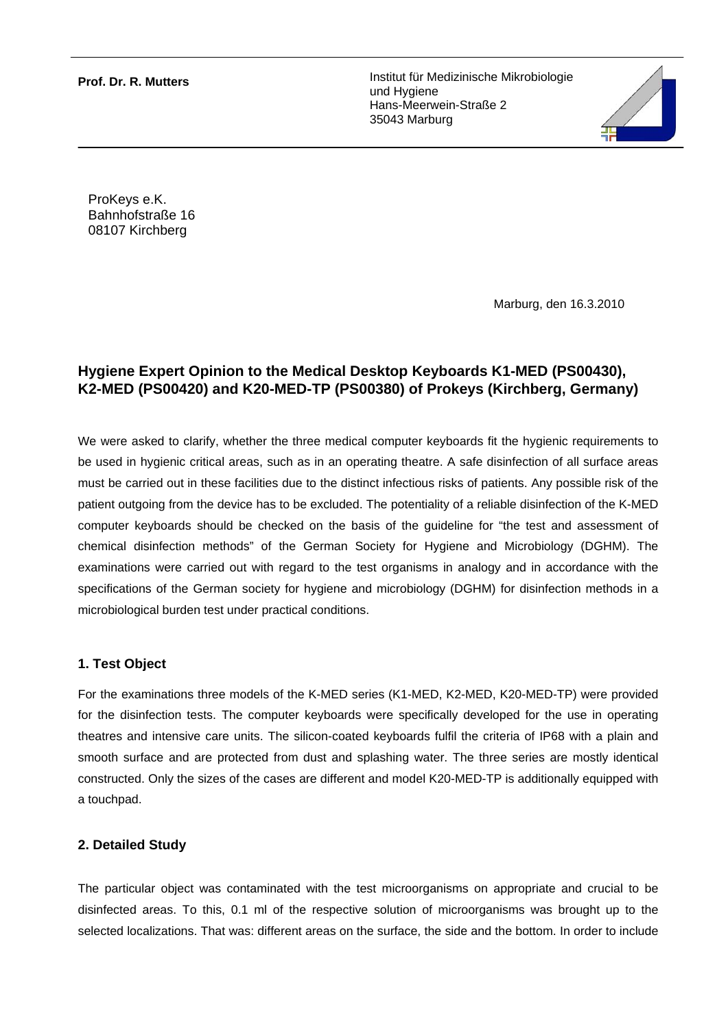**Prof. Dr. R. Mutters**

Institut für Medizinische Mikrobiologie
und Hygiene
Hans-Meerwein-Straße 2
35043 Marburg

ProKeys e.K.
Bahnhofstraße 16
08107 Kirchberg

Marburg, den 16.3.2010

## Hygiene Expert Opinion to the Medical Desktop Keyboards K1-MED (PS00430), K2-MED (PS00420) and K20-MED-TP (PS00380) of Prokeys (Kirchberg, Germany)

We were asked to clarify, whether the three medical computer keyboards fit the hygienic requirements to be used in hygienic critical areas, such as in an operating theatre. A safe disinfection of all surface areas must be carried out in these facilities due to the distinct infectious risks of patients. Any possible risk of the patient outgoing from the device has to be excluded. The potentiality of a reliable disinfection of the K-MED computer keyboards should be checked on the basis of the guideline for "the test and assessment of chemical disinfection methods" of the German Society for Hygiene and Microbiology (DGHM). The examinations were carried out with regard to the test organisms in analogy and in accordance with the specifications of the German society for hygiene and microbiology (DGHM) for disinfection methods in a microbiological burden test under practical conditions.

### 1. Test Object

For the examinations three models of the K-MED series (K1-MED, K2-MED, K20-MED-TP) were provided for the disinfection tests. The computer keyboards were specifically developed for the use in operating theatres and intensive care units. The silicon-coated keyboards fulfil the criteria of IP68 with a plain and smooth surface and are protected from dust and splashing water. The three series are mostly identical constructed. Only the sizes of the cases are different and model K20-MED-TP is additionally equipped with a touchpad.

### 2. Detailed Study

The particular object was contaminated with the test microorganisms on appropriate and crucial to be disinfected areas. To this, 0.1 ml of the respective solution of microorganisms was brought up to the selected localizations. That was: different areas on the surface, the side and the bottom. In order to include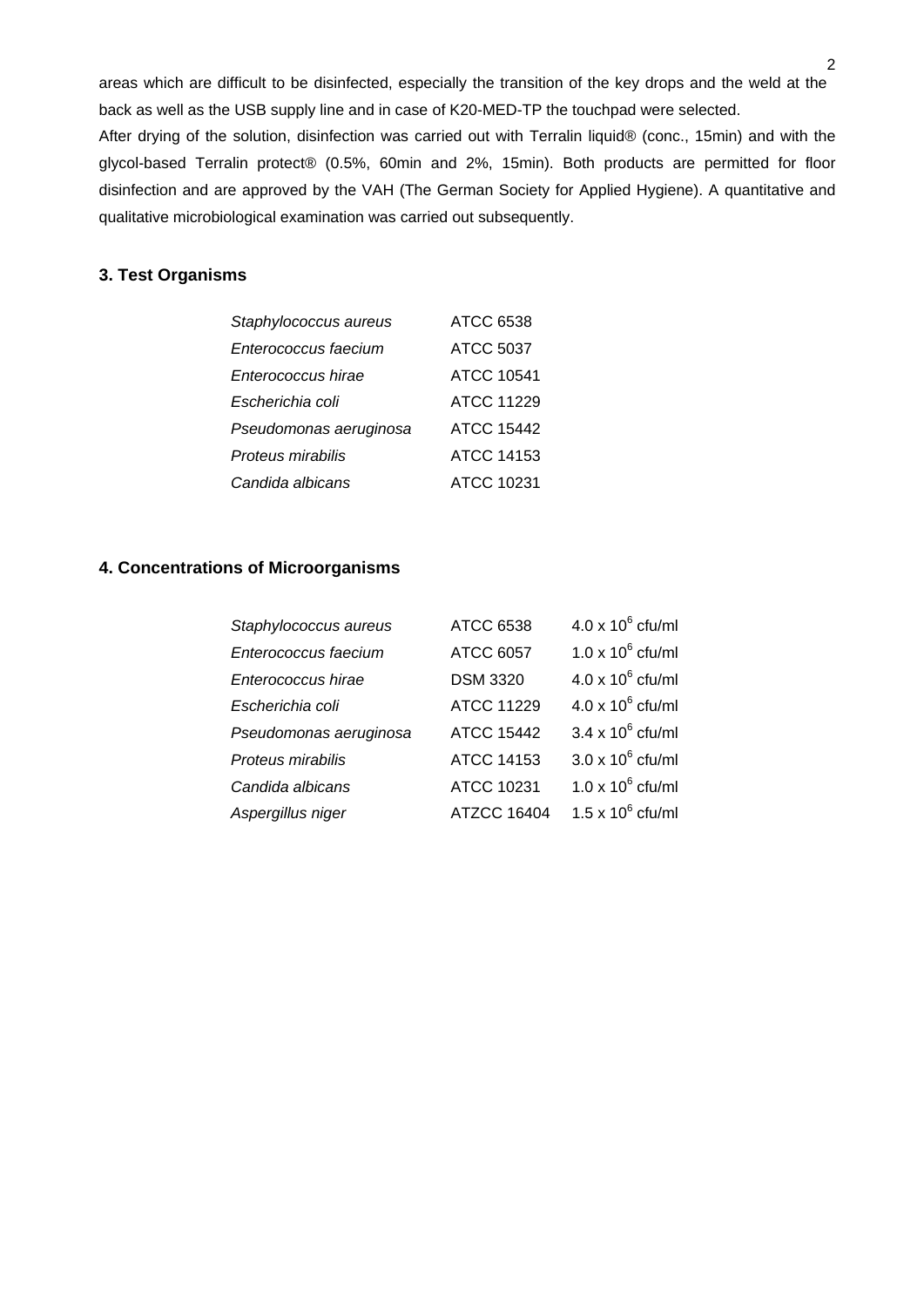areas which are difficult to be disinfected, especially the transition of the key drops and the weld at the back as well as the USB supply line and in case of K20-MED-TP the touchpad were selected.

After drying of the solution, disinfection was carried out with Terralin liquid® (conc., 15min) and with the glycol-based Terralin protect® (0.5%, 60min and 2%, 15min). Both products are permitted for floor disinfection and are approved by the VAH (The German Society for Applied Hygiene). A quantitative and qualitative microbiological examination was carried out subsequently.

## 3. Test Organisms

| | |
|---|---|
| *Staphylococcus aureus* | ATCC 6538 |
| *Enterococcus faecium* | ATCC 5037 |
| *Enterococcus hirae* | ATCC 10541 |
| *Escherichia coli* | ATCC 11229 |
| *Pseudomonas aeruginosa* | ATCC 15442 |
| *Proteus mirabilis* | ATCC 14153 |
| *Candida albicans* | ATCC 10231 |

## 4. Concentrations of Microorganisms

| | | |
|---|---|---|
| *Staphylococcus aureus* | ATCC 6538 | $4.0 \times 10^6$ cfu/ml |
| *Enterococcus faecium* | ATCC 6057 | $1.0 \times 10^6$ cfu/ml |
| *Enterococcus hirae* | DSM 3320 | $4.0 \times 10^6$ cfu/ml |
| *Escherichia coli* | ATCC 11229 | $4.0 \times 10^6$ cfu/ml |
| *Pseudomonas aeruginosa* | ATCC 15442 | $3.4 \times 10^6$ cfu/ml |
| *Proteus mirabilis* | ATCC 14153 | $3.0 \times 10^6$ cfu/ml |
| *Candida albicans* | ATCC 10231 | $1.0 \times 10^6$ cfu/ml |
| *Aspergillus niger* | ATZCC 16404 | $1.5 \times 10^6$ cfu/ml |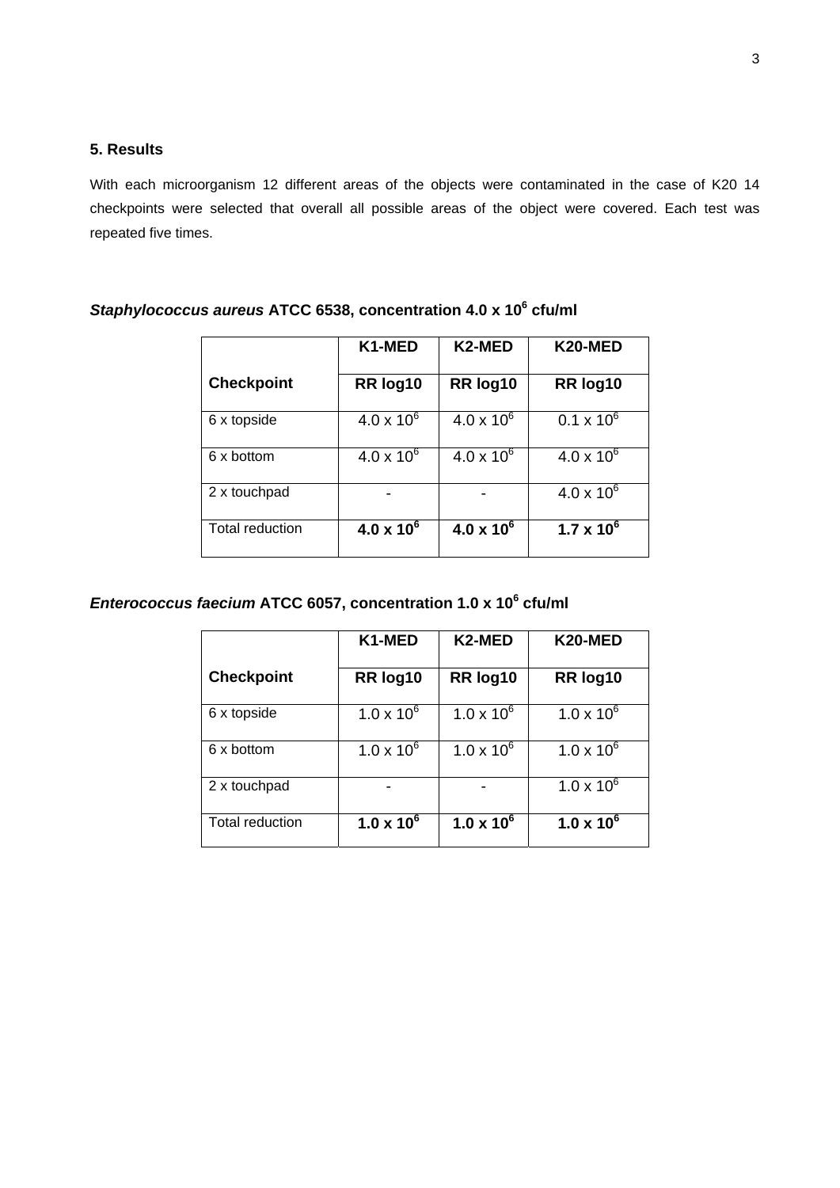## 5. Results

With each microorganism 12 different areas of the objects were contaminated in the case of K20 14 checkpoints were selected that overall all possible areas of the object were covered. Each test was repeated five times.

### ***Staphylococcus aureus*** **ATCC 6538, concentration 4.0 x $10^6$ cfu/ml**

| | **K1-MED** | **K2-MED** | **K20-MED** |
|---|---|---|---|
| **Checkpoint** | **RR log10** | **RR log10** | **RR log10** |
| 6 x topside | 4.0 x $10^6$ | 4.0 x $10^6$ | 0.1 x $10^6$ |
| 6 x bottom | 4.0 x $10^6$ | 4.0 x $10^6$ | 4.0 x $10^6$ |
| 2 x touchpad | - | - | 4.0 x $10^6$ |
| Total reduction | **4.0 x $10^6$** | **4.0 x $10^6$** | **1.7 x $10^6$** |

### ***Enterococcus faecium*** **ATCC 6057, concentration 1.0 x $10^6$ cfu/ml**

| | **K1-MED** | **K2-MED** | **K20-MED** |
|---|---|---|---|
| **Checkpoint** | **RR log10** | **RR log10** | **RR log10** |
| 6 x topside | 1.0 x $10^6$ | 1.0 x $10^6$ | 1.0 x $10^6$ |
| 6 x bottom | 1.0 x $10^6$ | 1.0 x $10^6$ | 1.0 x $10^6$ |
| 2 x touchpad | - | - | 1.0 x $10^6$ |
| Total reduction | **1.0 x $10^6$** | **1.0 x $10^6$** | **1.0 x $10^6$** |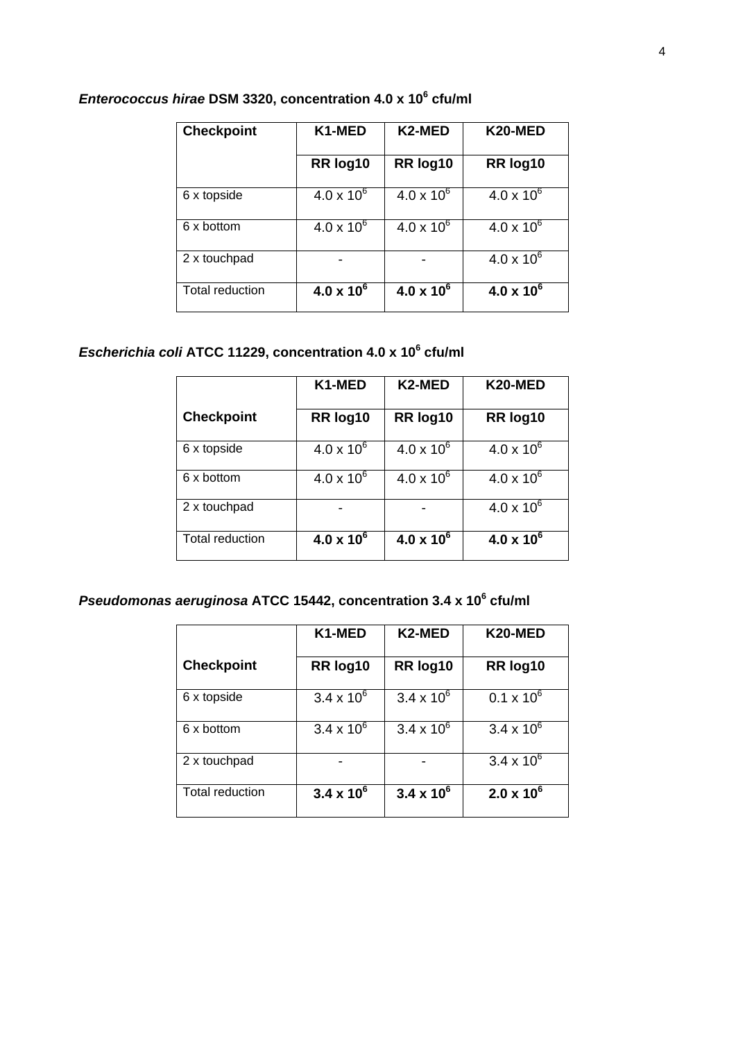***Enterococcus hirae* DSM 3320, concentration 4.0 x $10^6$ cfu/ml**

| **Checkpoint** | **K1-MED** | **K2-MED** | **K20-MED** |
|---|---|---|---|
| | **RR log10** | **RR log10** | **RR log10** |
| 6 x topside | 4.0 x $10^6$ | 4.0 x $10^6$ | 4.0 x $10^6$ |
| 6 x bottom | 4.0 x $10^6$ | 4.0 x $10^6$ | 4.0 x $10^6$ |
| 2 x touchpad | - | - | 4.0 x $10^6$ |
| Total reduction | **4.0 x $10^6$** | **4.0 x $10^6$** | **4.0 x $10^6$** |

***Escherichia coli* ATCC 11229, concentration 4.0 x $10^6$ cfu/ml**

| | **K1-MED** | **K2-MED** | **K20-MED** |
|---|---|---|---|
| **Checkpoint** | **RR log10** | **RR log10** | **RR log10** |
| 6 x topside | 4.0 x $10^6$ | 4.0 x $10^6$ | 4.0 x $10^6$ |
| 6 x bottom | 4.0 x $10^6$ | 4.0 x $10^6$ | 4.0 x $10^6$ |
| 2 x touchpad | - | - | 4.0 x $10^6$ |
| Total reduction | **4.0 x $10^6$** | **4.0 x $10^6$** | **4.0 x $10^6$** |

***Pseudomonas aeruginosa* ATCC 15442, concentration 3.4 x $10^6$ cfu/ml**

| | **K1-MED** | **K2-MED** | **K20-MED** |
|---|---|---|---|
| **Checkpoint** | **RR log10** | **RR log10** | **RR log10** |
| 6 x topside | 3.4 x $10^6$ | 3.4 x $10^6$ | 0.1 x $10^6$ |
| 6 x bottom | 3.4 x $10^6$ | 3.4 x $10^6$ | 3.4 x $10^6$ |
| 2 x touchpad | - | - | 3.4 x $10^6$ |
| Total reduction | **3.4 x $10^6$** | **3.4 x $10^6$** | **2.0 x $10^6$** |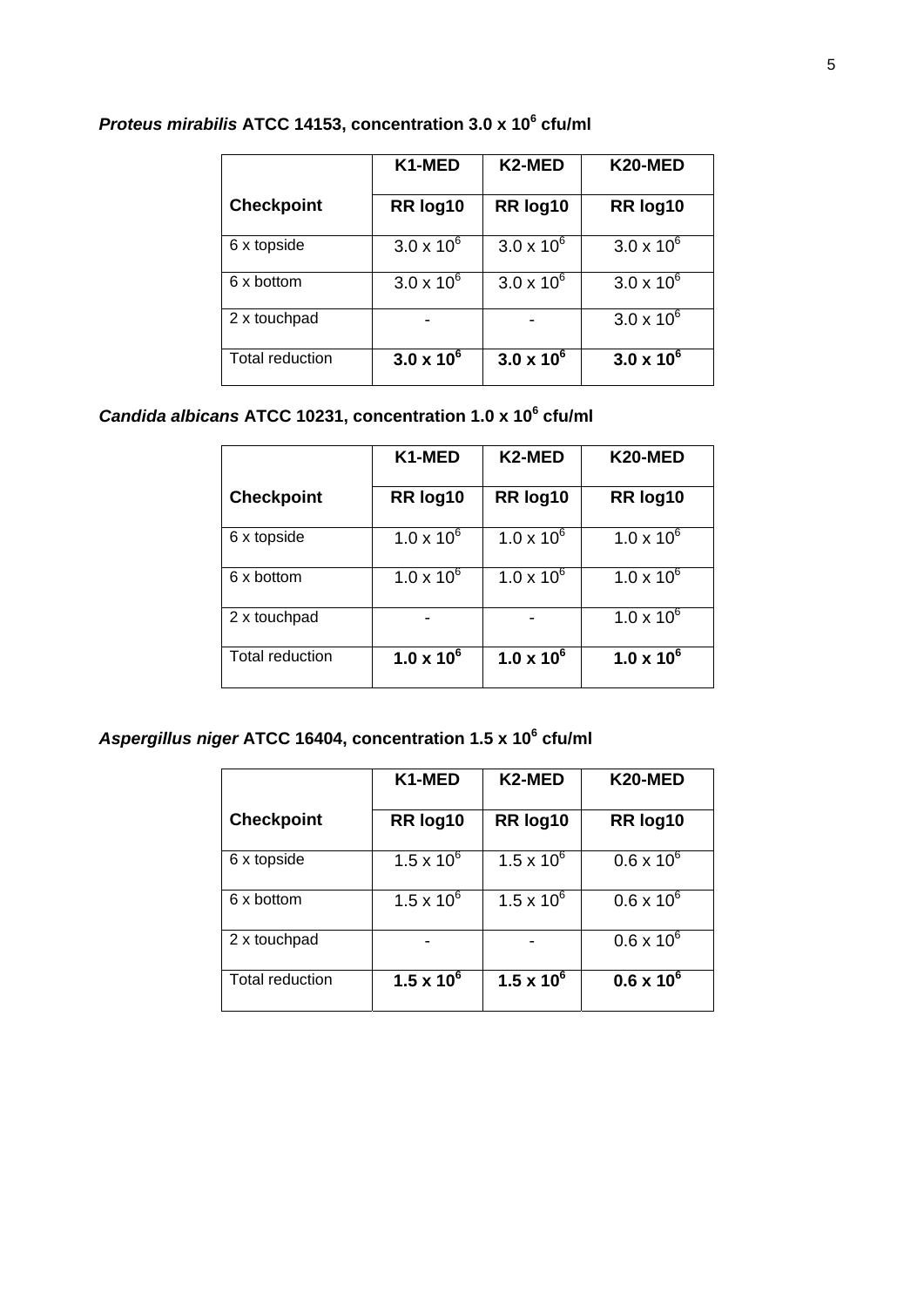***Proteus mirabilis*** **ATCC 14153, concentration 3.0 x $10^6$ cfu/ml**

| | **K1-MED** | **K2-MED** | **K20-MED** |
|---|---|---|---|
| **Checkpoint** | **RR log10** | **RR log10** | **RR log10** |
| 6 x topside | $3.0 \times 10^6$ | $3.0 \times 10^6$ | $3.0 \times 10^6$ |
| 6 x bottom | $3.0 \times 10^6$ | $3.0 \times 10^6$ | $3.0 \times 10^6$ |
| 2 x touchpad | - | - | $3.0 \times 10^6$ |
| Total reduction | **$3.0 \times 10^6$** | **$3.0 \times 10^6$** | **$3.0 \times 10^6$** |

***Candida albicans*** **ATCC 10231, concentration 1.0 x $10^6$ cfu/ml**

| | **K1-MED** | **K2-MED** | **K20-MED** |
|---|---|---|---|
| **Checkpoint** | **RR log10** | **RR log10** | **RR log10** |
| 6 x topside | $1.0 \times 10^6$ | $1.0 \times 10^6$ | $1.0 \times 10^6$ |
| 6 x bottom | $1.0 \times 10^6$ | $1.0 \times 10^6$ | $1.0 \times 10^6$ |
| 2 x touchpad | - | - | $1.0 \times 10^6$ |
| Total reduction | **$1.0 \times 10^6$** | **$1.0 \times 10^6$** | **$1.0 \times 10^6$** |

***Aspergillus niger*** **ATCC 16404, concentration 1.5 x $10^6$ cfu/ml**

| | **K1-MED** | **K2-MED** | **K20-MED** |
|---|---|---|---|
| **Checkpoint** | **RR log10** | **RR log10** | **RR log10** |
| 6 x topside | $1.5 \times 10^6$ | $1.5 \times 10^6$ | $0.6 \times 10^6$ |
| 6 x bottom | $1.5 \times 10^6$ | $1.5 \times 10^6$ | $0.6 \times 10^6$ |
| 2 x touchpad | - | - | $0.6 \times 10^6$ |
| Total reduction | **$1.5 \times 10^6$** | **$1.5 \times 10^6$** | **$0.6 \times 10^6$** |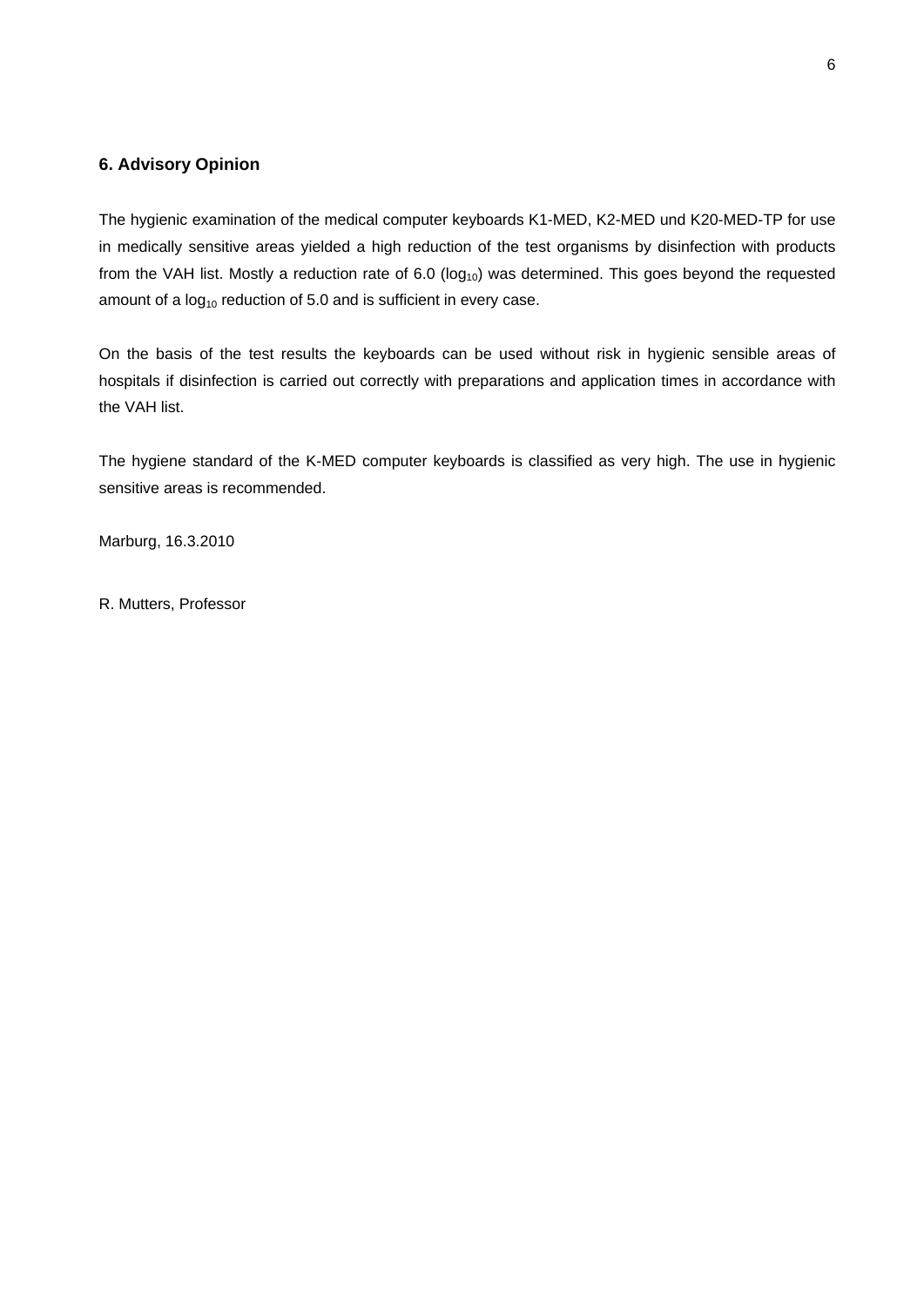## 6. Advisory Opinion

The hygienic examination of the medical computer keyboards K1-MED, K2-MED und K20-MED-TP for use in medically sensitive areas yielded a high reduction of the test organisms by disinfection with products from the VAH list. Mostly a reduction rate of 6.0 ($log_{10}$) was determined. This goes beyond the requested amount of a $log_{10}$ reduction of 5.0 and is sufficient in every case.

On the basis of the test results the keyboards can be used without risk in hygienic sensible areas of hospitals if disinfection is carried out correctly with preparations and application times in accordance with the VAH list.

The hygiene standard of the K-MED computer keyboards is classified as very high. The use in hygienic sensitive areas is recommended.

Marburg, 16.3.2010

R. Mutters, Professor